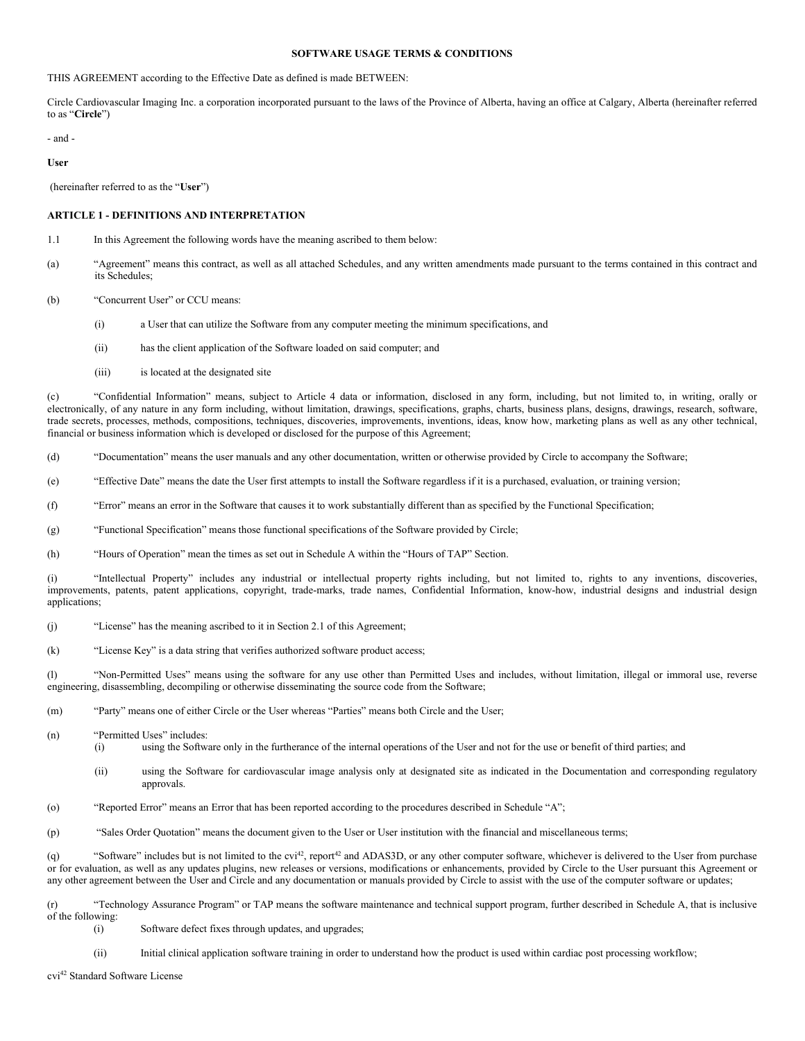**SOFTWARE USAGE TERMS & CONDITIONS**

THIS AGREEMENT according to the Effective Date as defined is made BETWEEN:

Circle Cardiovascular Imaging Inc. a corporation incorporated pursuant to the laws of the Province of Alberta, having an office at Calgary, Alberta (hereinafter referred to as "**Circle**")

\- and -

**User**

(hereinafter referred to as the "**User**")

**ARTICLE 1 - DEFINITIONS AND INTERPRETATION**

1.1 In this Agreement the following words have the meaning ascribed to them below:

(a) "Agreement" means this contract, as well as all attached Schedules, and any written amendments made pursuant to the terms contained in this contract and its Schedules;

(b) "Concurrent User" or CCU means:

- (i) a User that can utilize the Software from any computer meeting the minimum specifications, and
- (ii) has the client application of the Software loaded on said computer; and
- (iii) is located at the designated site

(c) "Confidential Information" means, subject to Article 4 data or information, disclosed in any form, including, but not limited to, in writing, orally or electronically, of any nature in any form including, without limitation, drawings, specifications, graphs, charts, business plans, designs, drawings, research, software, trade secrets, processes, methods, compositions, techniques, discoveries, improvements, inventions, ideas, know how, marketing plans as well as any other technical, financial or business information which is developed or disclosed for the purpose of this Agreement;

(d) "Documentation" means the user manuals and any other documentation, written or otherwise provided by Circle to accompany the Software;

(e) "Effective Date" means the date the User first attempts to install the Software regardless if it is a purchased, evaluation, or training version;

(f) "Error" means an error in the Software that causes it to work substantially different than as specified by the Functional Specification;

(g) "Functional Specification" means those functional specifications of the Software provided by Circle;

(h) "Hours of Operation" mean the times as set out in Schedule A within the "Hours of TAP" Section.

(i) "Intellectual Property" includes any industrial or intellectual property rights including, but not limited to, rights to any inventions, discoveries, improvements, patents, patent applications, copyright, trade-marks, trade names, Confidential Information, know-how, industrial designs and industrial design applications;

(j) "License" has the meaning ascribed to it in Section 2.1 of this Agreement;

(k) "License Key" is a data string that verifies authorized software product access;

(l) "Non-Permitted Uses" means using the software for any use other than Permitted Uses and includes, without limitation, illegal or immoral use, reverse engineering, disassembling, decompiling or otherwise disseminating the source code from the Software;

(m) "Party" means one of either Circle or the User whereas "Parties" means both Circle and the User;

(n) "Permitted Uses" includes:

- (i) using the Software only in the furtherance of the internal operations of the User and not for the use or benefit of third parties; and
- (ii) using the Software for cardiovascular image analysis only at designated site as indicated in the Documentation and corresponding regulatory approvals.

(o) "Reported Error" means an Error that has been reported according to the procedures described in Schedule "A";

(p) "Sales Order Quotation" means the document given to the User or User institution with the financial and miscellaneous terms;

(q) "Software" includes but is not limited to the cvi[42], report[42] and ADAS3D, or any other computer software, whichever is delivered to the User from purchase or for evaluation, as well as any updates plugins, new releases or versions, modifications or enhancements, provided by Circle to the User pursuant this Agreement or any other agreement between the User and Circle and any documentation or manuals provided by Circle to assist with the use of the computer software or updates;

(r) "Technology Assurance Program" or TAP means the software maintenance and technical support program, further described in Schedule A, that is inclusive of the following:

- (i) Software defect fixes through updates, and upgrades;
- (ii) Initial clinical application software training in order to understand how the product is used within cardiac post processing workflow;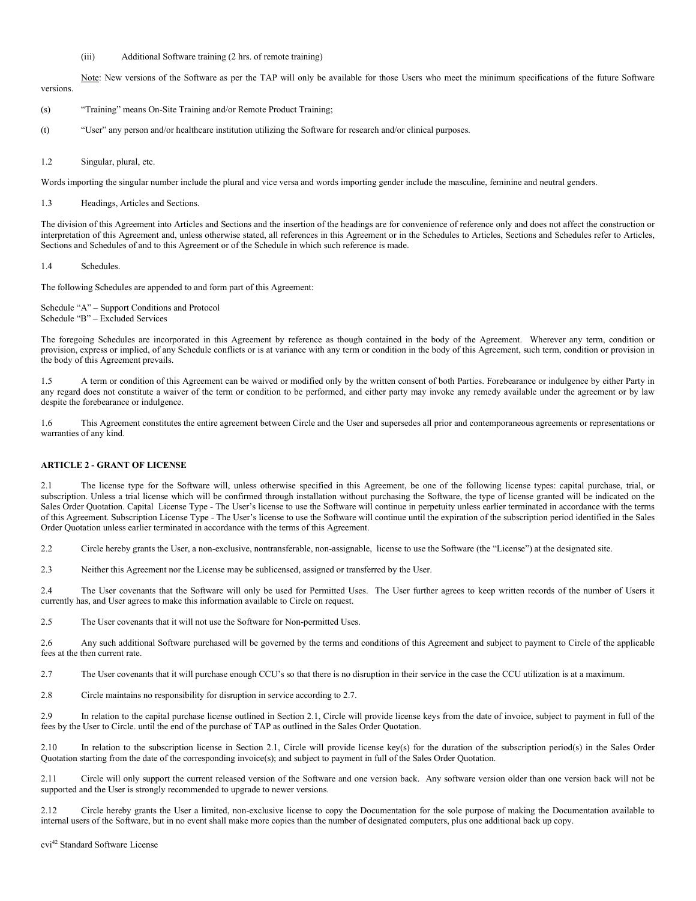(iii) Additional Software training (2 hrs. of remote training)

Note: New versions of the Software as per the TAP will only be available for those Users who meet the minimum specifications of the future Software versions.

(s) "Training" means On-Site Training and/or Remote Product Training;

(t) "User" any person and/or healthcare institution utilizing the Software for research and/or clinical purposes.

1.2 Singular, plural, etc.

Words importing the singular number include the plural and vice versa and words importing gender include the masculine, feminine and neutral genders.

1.3 Headings, Articles and Sections.

The division of this Agreement into Articles and Sections and the insertion of the headings are for convenience of reference only and does not affect the construction or interpretation of this Agreement and, unless otherwise stated, all references in this Agreement or in the Schedules to Articles, Sections and Schedules refer to Articles, Sections and Schedules of and to this Agreement or of the Schedule in which such reference is made.

1.4 Schedules.

The following Schedules are appended to and form part of this Agreement:

Schedule "A" – Support Conditions and Protocol
Schedule "B" – Excluded Services

The foregoing Schedules are incorporated in this Agreement by reference as though contained in the body of the Agreement. Wherever any term, condition or provision, express or implied, of any Schedule conflicts or is at variance with any term or condition in the body of this Agreement, such term, condition or provision in the body of this Agreement prevails.

1.5 A term or condition of this Agreement can be waived or modified only by the written consent of both Parties. Forebearance or indulgence by either Party in any regard does not constitute a waiver of the term or condition to be performed, and either party may invoke any remedy available under the agreement or by law despite the forebearance or indulgence.

1.6 This Agreement constitutes the entire agreement between Circle and the User and supersedes all prior and contemporaneous agreements or representations or warranties of any kind.

**ARTICLE 2 - GRANT OF LICENSE**

2.1 The license type for the Software will, unless otherwise specified in this Agreement, be one of the following license types: capital purchase, trial, or subscription. Unless a trial license which will be confirmed through installation without purchasing the Software, the type of license granted will be indicated on the Sales Order Quotation. Capital License Type - The User's license to use the Software will continue in perpetuity unless earlier terminated in accordance with the terms of this Agreement. Subscription License Type - The User's license to use the Software will continue until the expiration of the subscription period identified in the Sales Order Quotation unless earlier terminated in accordance with the terms of this Agreement.

2.2 Circle hereby grants the User, a non-exclusive, nontransferable, non-assignable, license to use the Software (the "License") at the designated site.

2.3 Neither this Agreement nor the License may be sublicensed, assigned or transferred by the User.

2.4 The User covenants that the Software will only be used for Permitted Uses. The User further agrees to keep written records of the number of Users it currently has, and User agrees to make this information available to Circle on request.

2.5 The User covenants that it will not use the Software for Non-permitted Uses.

2.6 Any such additional Software purchased will be governed by the terms and conditions of this Agreement and subject to payment to Circle of the applicable fees at the then current rate.

2.7 The User covenants that it will purchase enough CCU's so that there is no disruption in their service in the case the CCU utilization is at a maximum.

2.8 Circle maintains no responsibility for disruption in service according to 2.7.

2.9 In relation to the capital purchase license outlined in Section 2.1, Circle will provide license keys from the date of invoice, subject to payment in full of the fees by the User to Circle. until the end of the purchase of TAP as outlined in the Sales Order Quotation.

2.10 In relation to the subscription license in Section 2.1, Circle will provide license key(s) for the duration of the subscription period(s) in the Sales Order Quotation starting from the date of the corresponding invoice(s); and subject to payment in full of the Sales Order Quotation.

2.11 Circle will only support the current released version of the Software and one version back. Any software version older than one version back will not be supported and the User is strongly recommended to upgrade to newer versions.

2.12 Circle hereby grants the User a limited, non-exclusive license to copy the Documentation for the sole purpose of making the Documentation available to internal users of the Software, but in no event shall make more copies than the number of designated computers, plus one additional back up copy.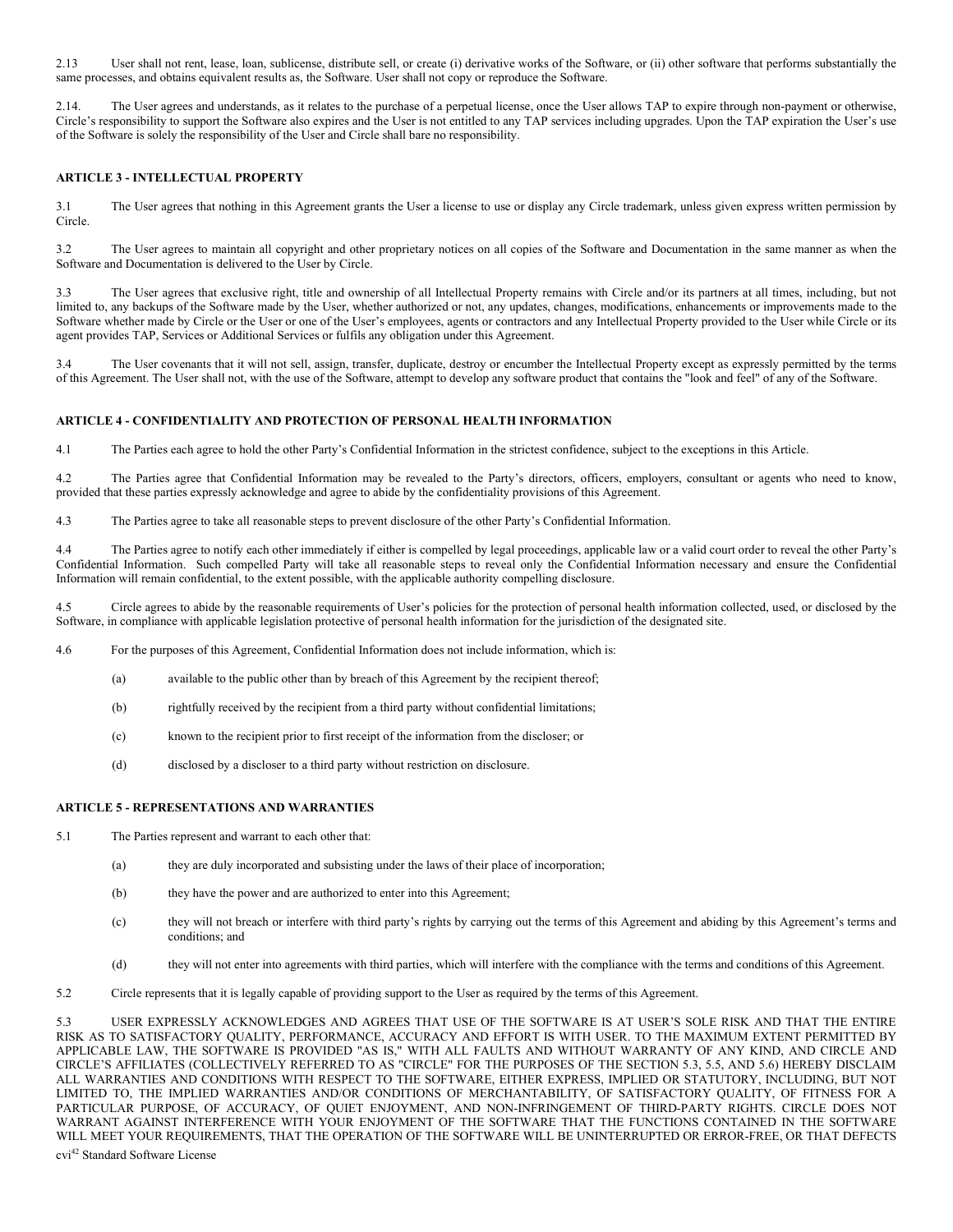2.13 User shall not rent, lease, loan, sublicense, distribute sell, or create (i) derivative works of the Software, or (ii) other software that performs substantially the same processes, and obtains equivalent results as, the Software. User shall not copy or reproduce the Software.

2.14. The User agrees and understands, as it relates to the purchase of a perpetual license, once the User allows TAP to expire through non-payment or otherwise, Circle's responsibility to support the Software also expires and the User is not entitled to any TAP services including upgrades. Upon the TAP expiration the User's use of the Software is solely the responsibility of the User and Circle shall bare no responsibility.

**ARTICLE 3 - INTELLECTUAL PROPERTY**

3.1 The User agrees that nothing in this Agreement grants the User a license to use or display any Circle trademark, unless given express written permission by Circle.

3.2 The User agrees to maintain all copyright and other proprietary notices on all copies of the Software and Documentation in the same manner as when the Software and Documentation is delivered to the User by Circle.

3.3 The User agrees that exclusive right, title and ownership of all Intellectual Property remains with Circle and/or its partners at all times, including, but not limited to, any backups of the Software made by the User, whether authorized or not, any updates, changes, modifications, enhancements or improvements made to the Software whether made by Circle or the User or one of the User's employees, agents or contractors and any Intellectual Property provided to the User while Circle or its agent provides TAP, Services or Additional Services or fulfils any obligation under this Agreement.

3.4 The User covenants that it will not sell, assign, transfer, duplicate, destroy or encumber the Intellectual Property except as expressly permitted by the terms of this Agreement. The User shall not, with the use of the Software, attempt to develop any software product that contains the "look and feel" of any of the Software.

**ARTICLE 4 - CONFIDENTIALITY AND PROTECTION OF PERSONAL HEALTH INFORMATION**

4.1 The Parties each agree to hold the other Party's Confidential Information in the strictest confidence, subject to the exceptions in this Article.

4.2 The Parties agree that Confidential Information may be revealed to the Party's directors, officers, employers, consultant or agents who need to know, provided that these parties expressly acknowledge and agree to abide by the confidentiality provisions of this Agreement.

4.3 The Parties agree to take all reasonable steps to prevent disclosure of the other Party's Confidential Information.

4.4 The Parties agree to notify each other immediately if either is compelled by legal proceedings, applicable law or a valid court order to reveal the other Party's Confidential Information. Such compelled Party will take all reasonable steps to reveal only the Confidential Information necessary and ensure the Confidential Information will remain confidential, to the extent possible, with the applicable authority compelling disclosure.

4.5 Circle agrees to abide by the reasonable requirements of User's policies for the protection of personal health information collected, used, or disclosed by the Software, in compliance with applicable legislation protective of personal health information for the jurisdiction of the designated site.

4.6 For the purposes of this Agreement, Confidential Information does not include information, which is:

(a) available to the public other than by breach of this Agreement by the recipient thereof;

(b) rightfully received by the recipient from a third party without confidential limitations;

(c) known to the recipient prior to first receipt of the information from the discloser; or

(d) disclosed by a discloser to a third party without restriction on disclosure.

**ARTICLE 5 - REPRESENTATIONS AND WARRANTIES**

5.1 The Parties represent and warrant to each other that:

(a) they are duly incorporated and subsisting under the laws of their place of incorporation;

(b) they have the power and are authorized to enter into this Agreement;

(c) they will not breach or interfere with third party's rights by carrying out the terms of this Agreement and abiding by this Agreement's terms and conditions; and

(d) they will not enter into agreements with third parties, which will interfere with the compliance with the terms and conditions of this Agreement.

5.2 Circle represents that it is legally capable of providing support to the User as required by the terms of this Agreement.

5.3 USER EXPRESSLY ACKNOWLEDGES AND AGREES THAT USE OF THE SOFTWARE IS AT USER'S SOLE RISK AND THAT THE ENTIRE RISK AS TO SATISFACTORY QUALITY, PERFORMANCE, ACCURACY AND EFFORT IS WITH USER. TO THE MAXIMUM EXTENT PERMITTED BY APPLICABLE LAW, THE SOFTWARE IS PROVIDED "AS IS," WITH ALL FAULTS AND WITHOUT WARRANTY OF ANY KIND, AND CIRCLE AND CIRCLE'S AFFILIATES (COLLECTIVELY REFERRED TO AS "CIRCLE" FOR THE PURPOSES OF THE SECTION 5.3, 5.5, AND 5.6) HEREBY DISCLAIM ALL WARRANTIES AND CONDITIONS WITH RESPECT TO THE SOFTWARE, EITHER EXPRESS, IMPLIED OR STATUTORY, INCLUDING, BUT NOT LIMITED TO, THE IMPLIED WARRANTIES AND/OR CONDITIONS OF MERCHANTABILITY, OF SATISFACTORY QUALITY, OF FITNESS FOR A PARTICULAR PURPOSE, OF ACCURACY, OF QUIET ENJOYMENT, AND NON-INFRINGEMENT OF THIRD-PARTY RIGHTS. CIRCLE DOES NOT WARRANT AGAINST INTERFERENCE WITH YOUR ENJOYMENT OF THE SOFTWARE THAT THE FUNCTIONS CONTAINED IN THE SOFTWARE WILL MEET YOUR REQUIREMENTS, THAT THE OPERATION OF THE SOFTWARE WILL BE UNINTERRUPTED OR ERROR-FREE, OR THAT DEFECTS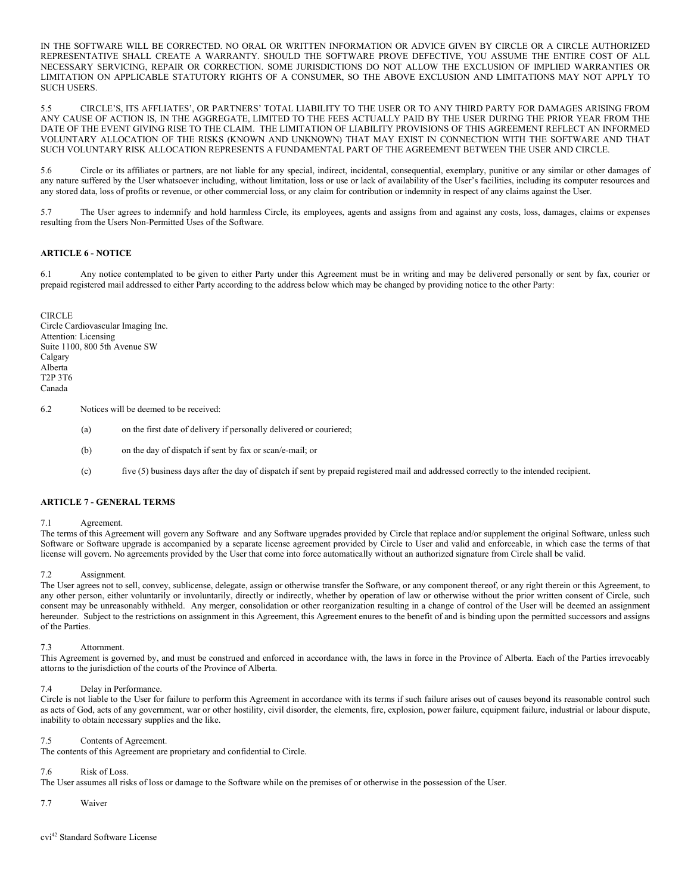IN THE SOFTWARE WILL BE CORRECTED. NO ORAL OR WRITTEN INFORMATION OR ADVICE GIVEN BY CIRCLE OR A CIRCLE AUTHORIZED REPRESENTATIVE SHALL CREATE A WARRANTY. SHOULD THE SOFTWARE PROVE DEFECTIVE, YOU ASSUME THE ENTIRE COST OF ALL NECESSARY SERVICING, REPAIR OR CORRECTION. SOME JURISDICTIONS DO NOT ALLOW THE EXCLUSION OF IMPLIED WARRANTIES OR LIMITATION ON APPLICABLE STATUTORY RIGHTS OF A CONSUMER, SO THE ABOVE EXCLUSION AND LIMITATIONS MAY NOT APPLY TO SUCH USERS.

5.5 CIRCLE'S, ITS AFFLIATES', OR PARTNERS' TOTAL LIABILITY TO THE USER OR TO ANY THIRD PARTY FOR DAMAGES ARISING FROM ANY CAUSE OF ACTION IS, IN THE AGGREGATE, LIMITED TO THE FEES ACTUALLY PAID BY THE USER DURING THE PRIOR YEAR FROM THE DATE OF THE EVENT GIVING RISE TO THE CLAIM. THE LIMITATION OF LIABILITY PROVISIONS OF THIS AGREEMENT REFLECT AN INFORMED VOLUNTARY ALLOCATION OF THE RISKS (KNOWN AND UNKNOWN) THAT MAY EXIST IN CONNECTION WITH THE SOFTWARE AND THAT SUCH VOLUNTARY RISK ALLOCATION REPRESENTS A FUNDAMENTAL PART OF THE AGREEMENT BETWEEN THE USER AND CIRCLE.

5.6 Circle or its affiliates or partners, are not liable for any special, indirect, incidental, consequential, exemplary, punitive or any similar or other damages of any nature suffered by the User whatsoever including, without limitation, loss or use or lack of availability of the User's facilities, including its computer resources and any stored data, loss of profits or revenue, or other commercial loss, or any claim for contribution or indemnity in respect of any claims against the User.

5.7 The User agrees to indemnify and hold harmless Circle, its employees, agents and assigns from and against any costs, loss, damages, claims or expenses resulting from the Users Non-Permitted Uses of the Software.

**ARTICLE 6 - NOTICE**

6.1 Any notice contemplated to be given to either Party under this Agreement must be in writing and may be delivered personally or sent by fax, courier or prepaid registered mail addressed to either Party according to the address below which may be changed by providing notice to the other Party:

CIRCLE
Circle Cardiovascular Imaging Inc.
Attention: Licensing
Suite 1100, 800 5th Avenue SW
Calgary
Alberta
T2P 3T6
Canada

6.2 Notices will be deemed to be received:

(a) on the first date of delivery if personally delivered or couriered;

(b) on the day of dispatch if sent by fax or scan/e-mail; or

(c) five (5) business days after the day of dispatch if sent by prepaid registered mail and addressed correctly to the intended recipient.

**ARTICLE 7 - GENERAL TERMS**

7.1 Agreement.
The terms of this Agreement will govern any Software and any Software upgrades provided by Circle that replace and/or supplement the original Software, unless such Software or Software upgrade is accompanied by a separate license agreement provided by Circle to User and valid and enforceable, in which case the terms of that license will govern. No agreements provided by the User that come into force automatically without an authorized signature from Circle shall be valid.

7.2 Assignment.
The User agrees not to sell, convey, sublicense, delegate, assign or otherwise transfer the Software, or any component thereof, or any right therein or this Agreement, to any other person, either voluntarily or involuntarily, directly or indirectly, whether by operation of law or otherwise without the prior written consent of Circle, such consent may be unreasonably withheld. Any merger, consolidation or other reorganization resulting in a change of control of the User will be deemed an assignment hereunder. Subject to the restrictions on assignment in this Agreement, this Agreement enures to the benefit of and is binding upon the permitted successors and assigns of the Parties.

7.3 Attornment.
This Agreement is governed by, and must be construed and enforced in accordance with, the laws in force in the Province of Alberta. Each of the Parties irrevocably attorns to the jurisdiction of the courts of the Province of Alberta.

7.4 Delay in Performance.
Circle is not liable to the User for failure to perform this Agreement in accordance with its terms if such failure arises out of causes beyond its reasonable control such as acts of God, acts of any government, war or other hostility, civil disorder, the elements, fire, explosion, power failure, equipment failure, industrial or labour dispute, inability to obtain necessary supplies and the like.

7.5 Contents of Agreement.
The contents of this Agreement are proprietary and confidential to Circle.

7.6 Risk of Loss.
The User assumes all risks of loss or damage to the Software while on the premises of or otherwise in the possession of the User.

7.7 Waiver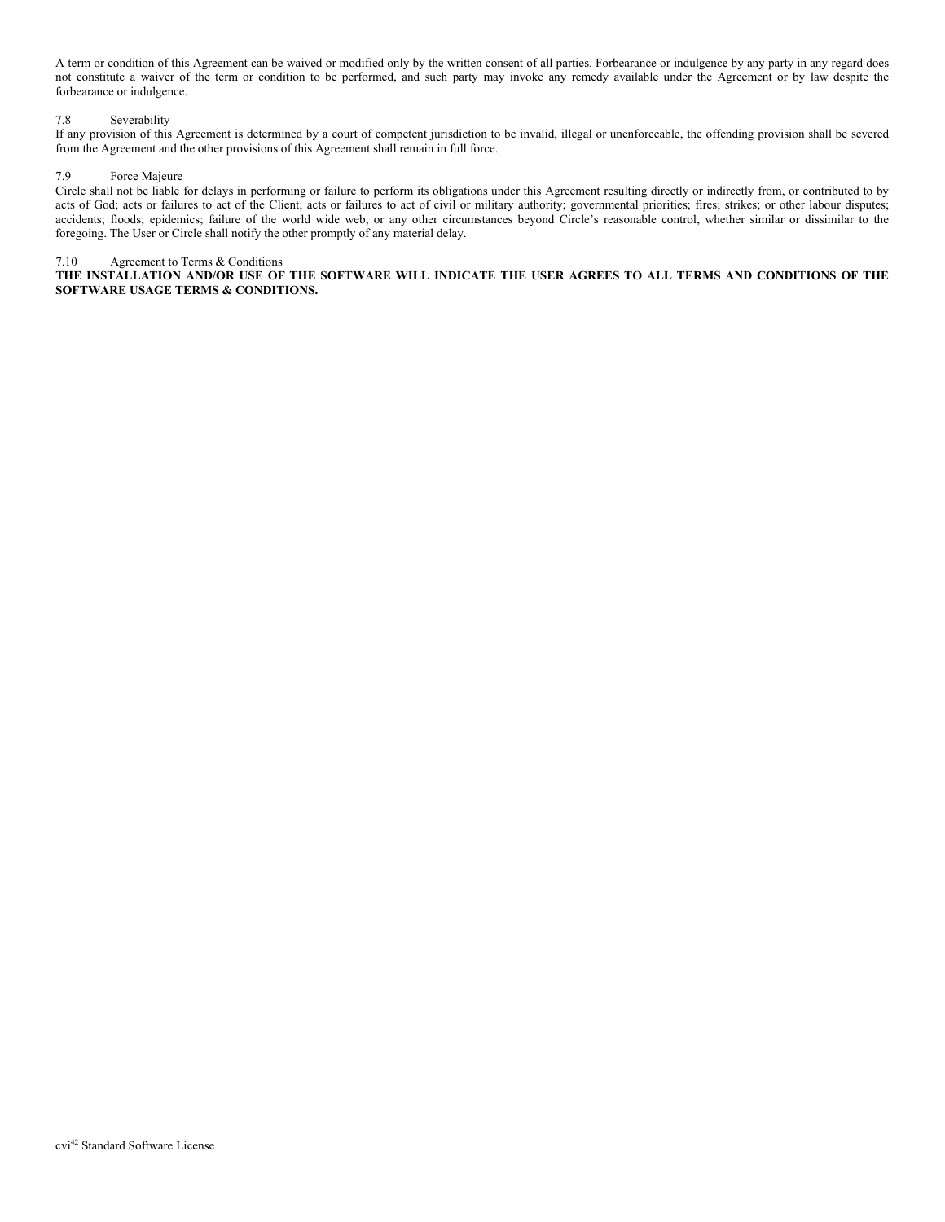A term or condition of this Agreement can be waived or modified only by the written consent of all parties. Forbearance or indulgence by any party in any regard does not constitute a waiver of the term or condition to be performed, and such party may invoke any remedy available under the Agreement or by law despite the forbearance or indulgence.

7.8 Severability

If any provision of this Agreement is determined by a court of competent jurisdiction to be invalid, illegal or unenforceable, the offending provision shall be severed from the Agreement and the other provisions of this Agreement shall remain in full force.

7.9 Force Majeure

Circle shall not be liable for delays in performing or failure to perform its obligations under this Agreement resulting directly or indirectly from, or contributed to by acts of God; acts or failures to act of the Client; acts or failures to act of civil or military authority; governmental priorities; fires; strikes; or other labour disputes; accidents; floods; epidemics; failure of the world wide web, or any other circumstances beyond Circle's reasonable control, whether similar or dissimilar to the foregoing. The User or Circle shall notify the other promptly of any material delay.

7.10 Agreement to Terms & Conditions

**THE INSTALLATION AND/OR USE OF THE SOFTWARE WILL INDICATE THE USER AGREES TO ALL TERMS AND CONDITIONS OF THE SOFTWARE USAGE TERMS & CONDITIONS.**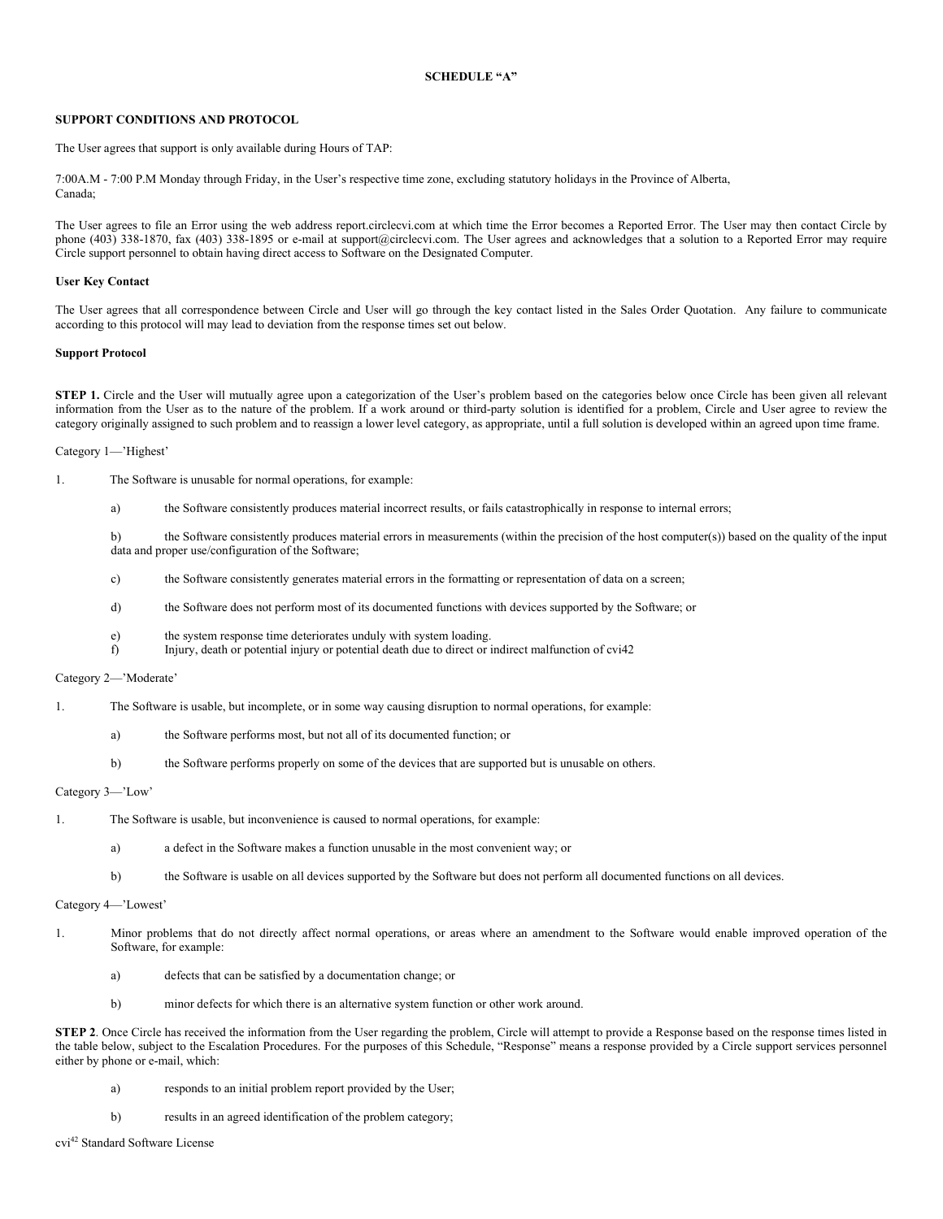# SCHEDULE "A"

**SUPPORT CONDITIONS AND PROTOCOL**

The User agrees that support is only available during Hours of TAP:

7:00A.M - 7:00 P.M Monday through Friday, in the User's respective time zone, excluding statutory holidays in the Province of Alberta, Canada;

The User agrees to file an Error using the web address report.circlecvi.com at which time the Error becomes a Reported Error. The User may then contact Circle by phone (403) 338-1870, fax (403) 338-1895 or e-mail at support@circlecvi.com. The User agrees and acknowledges that a solution to a Reported Error may require Circle support personnel to obtain having direct access to Software on the Designated Computer.

**User Key Contact**

The User agrees that all correspondence between Circle and User will go through the key contact listed in the Sales Order Quotation. Any failure to communicate according to this protocol will may lead to deviation from the response times set out below.

**Support Protocol**

**STEP 1.** Circle and the User will mutually agree upon a categorization of the User's problem based on the categories below once Circle has been given all relevant information from the User as to the nature of the problem. If a work around or third-party solution is identified for a problem, Circle and User agree to review the category originally assigned to such problem and to reassign a lower level category, as appropriate, until a full solution is developed within an agreed upon time frame.

Category 1—'Highest'

1. The Software is unusable for normal operations, for example:

   a) the Software consistently produces material incorrect results, or fails catastrophically in response to internal errors;

   b) the Software consistently produces material errors in measurements (within the precision of the host computer(s)) based on the quality of the input data and proper use/configuration of the Software;

   c) the Software consistently generates material errors in the formatting or representation of data on a screen;

   d) the Software does not perform most of its documented functions with devices supported by the Software; or

   e) the system response time deteriorates unduly with system loading.
   f) Injury, death or potential injury or potential death due to direct or indirect malfunction of cvi42

Category 2—'Moderate'

1. The Software is usable, but incomplete, or in some way causing disruption to normal operations, for example:

   a) the Software performs most, but not all of its documented function; or

   b) the Software performs properly on some of the devices that are supported but is unusable on others.

Category 3—'Low'

1. The Software is usable, but inconvenience is caused to normal operations, for example:

   a) a defect in the Software makes a function unusable in the most convenient way; or

   b) the Software is usable on all devices supported by the Software but does not perform all documented functions on all devices.

Category 4—'Lowest'

1. Minor problems that do not directly affect normal operations, or areas where an amendment to the Software would enable improved operation of the Software, for example:

   a) defects that can be satisfied by a documentation change; or

   b) minor defects for which there is an alternative system function or other work around.

**STEP 2**. Once Circle has received the information from the User regarding the problem, Circle will attempt to provide a Response based on the response times listed in the table below, subject to the Escalation Procedures. For the purposes of this Schedule, "Response" means a response provided by a Circle support services personnel either by phone or e-mail, which:

   a) responds to an initial problem report provided by the User;

   b) results in an agreed identification of the problem category;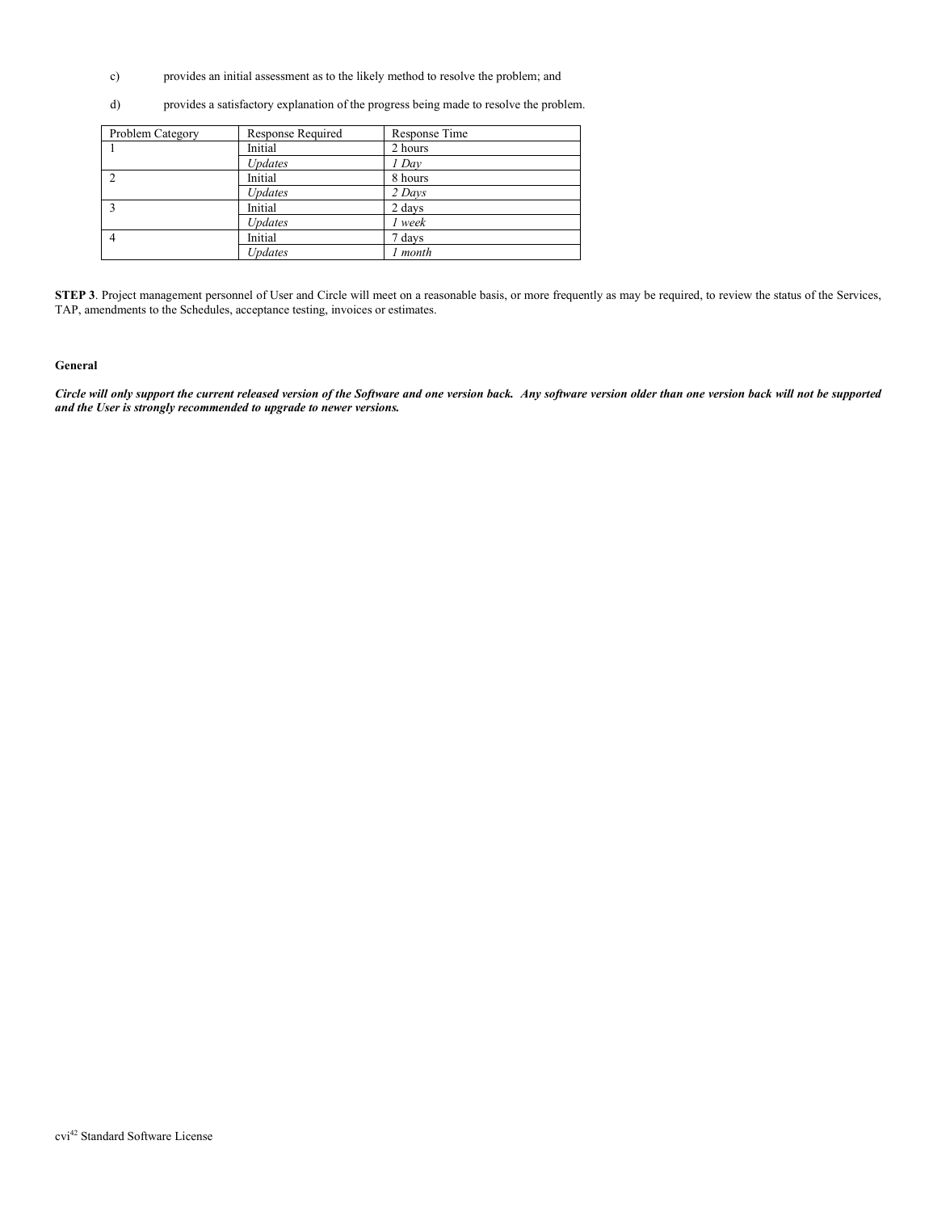c) provides an initial assessment as to the likely method to resolve the problem; and

d) provides a satisfactory explanation of the progress being made to resolve the problem.

| Problem Category | Response Required | Response Time |
|---|---|---|
| 1 | Initial | 2 hours |
| | *Updates* | *1 Day* |
| 2 | Initial | 8 hours |
| | *Updates* | *2 Days* |
| 3 | Initial | 2 days |
| | *Updates* | *1 week* |
| 4 | Initial | 7 days |
| | *Updates* | *1 month* |

**STEP 3**. Project management personnel of User and Circle will meet on a reasonable basis, or more frequently as may be required, to review the status of the Services, TAP, amendments to the Schedules, acceptance testing, invoices or estimates.

**General**

***Circle will only support the current released version of the Software and one version back. Any software version older than one version back will not be supported and the User is strongly recommended to upgrade to newer versions.***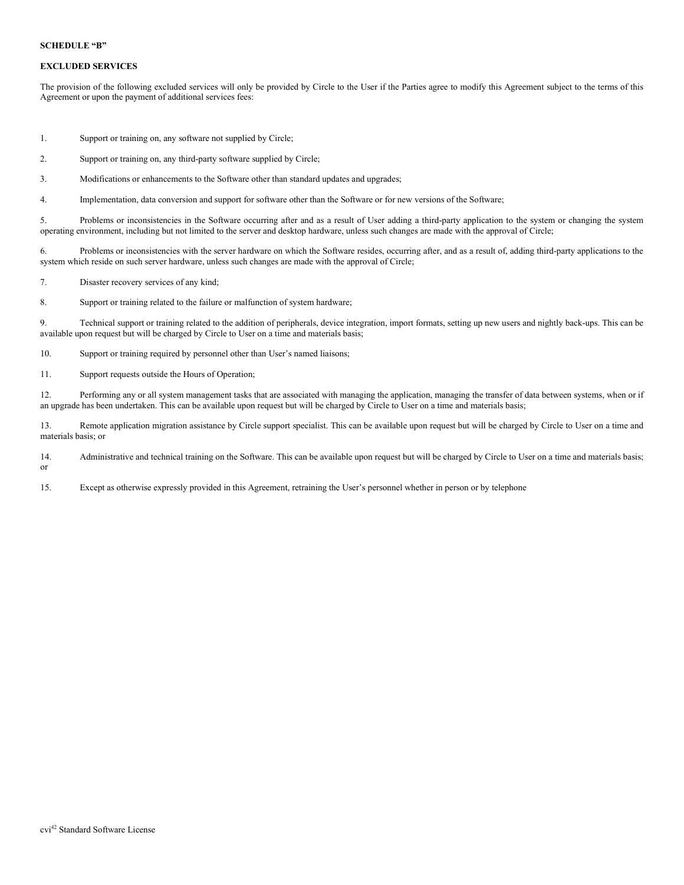**SCHEDULE "B"**

**EXCLUDED SERVICES**

The provision of the following excluded services will only be provided by Circle to the User if the Parties agree to modify this Agreement subject to the terms of this Agreement or upon the payment of additional services fees:

1. Support or training on, any software not supplied by Circle;

2. Support or training on, any third-party software supplied by Circle;

3. Modifications or enhancements to the Software other than standard updates and upgrades;

4. Implementation, data conversion and support for software other than the Software or for new versions of the Software;

5. Problems or inconsistencies in the Software occurring after and as a result of User adding a third-party application to the system or changing the system operating environment, including but not limited to the server and desktop hardware, unless such changes are made with the approval of Circle;

6. Problems or inconsistencies with the server hardware on which the Software resides, occurring after, and as a result of, adding third-party applications to the system which reside on such server hardware, unless such changes are made with the approval of Circle;

7. Disaster recovery services of any kind;

8. Support or training related to the failure or malfunction of system hardware;

9. Technical support or training related to the addition of peripherals, device integration, import formats, setting up new users and nightly back-ups. This can be available upon request but will be charged by Circle to User on a time and materials basis;

10. Support or training required by personnel other than User's named liaisons;

11. Support requests outside the Hours of Operation;

12. Performing any or all system management tasks that are associated with managing the application, managing the transfer of data between systems, when or if an upgrade has been undertaken. This can be available upon request but will be charged by Circle to User on a time and materials basis;

13. Remote application migration assistance by Circle support specialist. This can be available upon request but will be charged by Circle to User on a time and materials basis; or

14. Administrative and technical training on the Software. This can be available upon request but will be charged by Circle to User on a time and materials basis; or

15. Except as otherwise expressly provided in this Agreement, retraining the User's personnel whether in person or by telephone